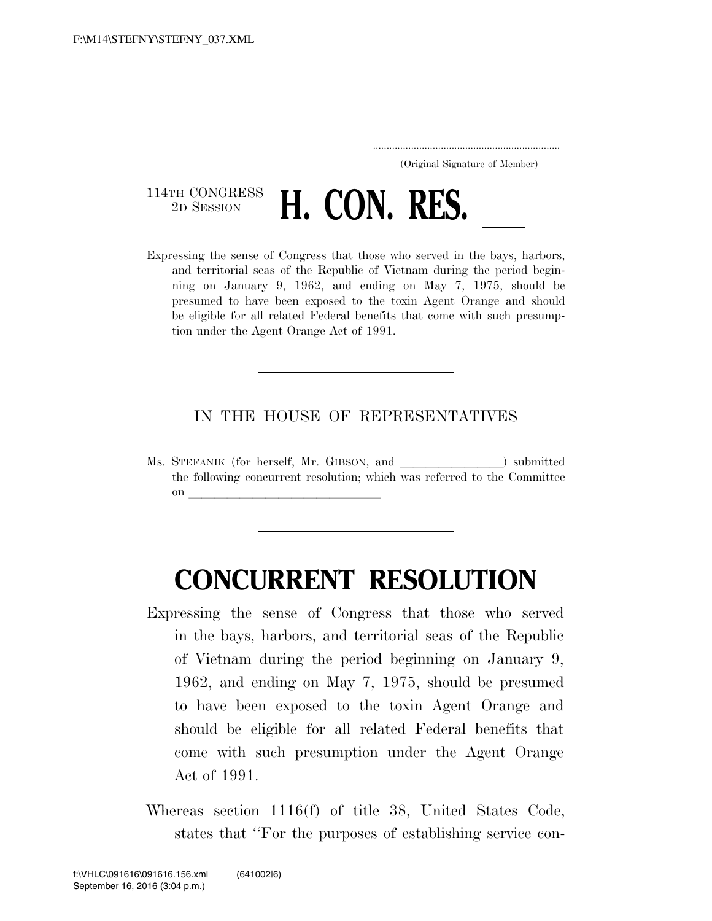(Original Signature of Member)

114TH CONGRESS
2D SESSION

# H. CON. RES. \_\_\_

Expressing the sense of Congress that those who served in the bays, harbors, and territorial seas of the Republic of Vietnam during the period beginning on January 9, 1962, and ending on May 7, 1975, should be presumed to have been exposed to the toxin Agent Orange and should be eligible for all related Federal benefits that come with such presumption under the Agent Orange Act of 1991.

---

IN THE HOUSE OF REPRESENTATIVES

Ms. STEFANIK (for herself, Mr. GIBSON, and \_\_\_\_\_\_\_\_\_\_\_\_\_\_\_\_) submitted the following concurrent resolution; which was referred to the Committee on \_\_\_\_\_\_\_\_\_\_\_\_\_\_\_\_\_\_\_\_\_\_\_\_\_\_\_\_\_\_\_\_

---

# CONCURRENT RESOLUTION

Expressing the sense of Congress that those who served in the bays, harbors, and territorial seas of the Republic of Vietnam during the period beginning on January 9, 1962, and ending on May 7, 1975, should be presumed to have been exposed to the toxin Agent Orange and should be eligible for all related Federal benefits that come with such presumption under the Agent Orange Act of 1991.

Whereas section 1116(f) of title 38, United States Code, states that ''For the purposes of establishing service con-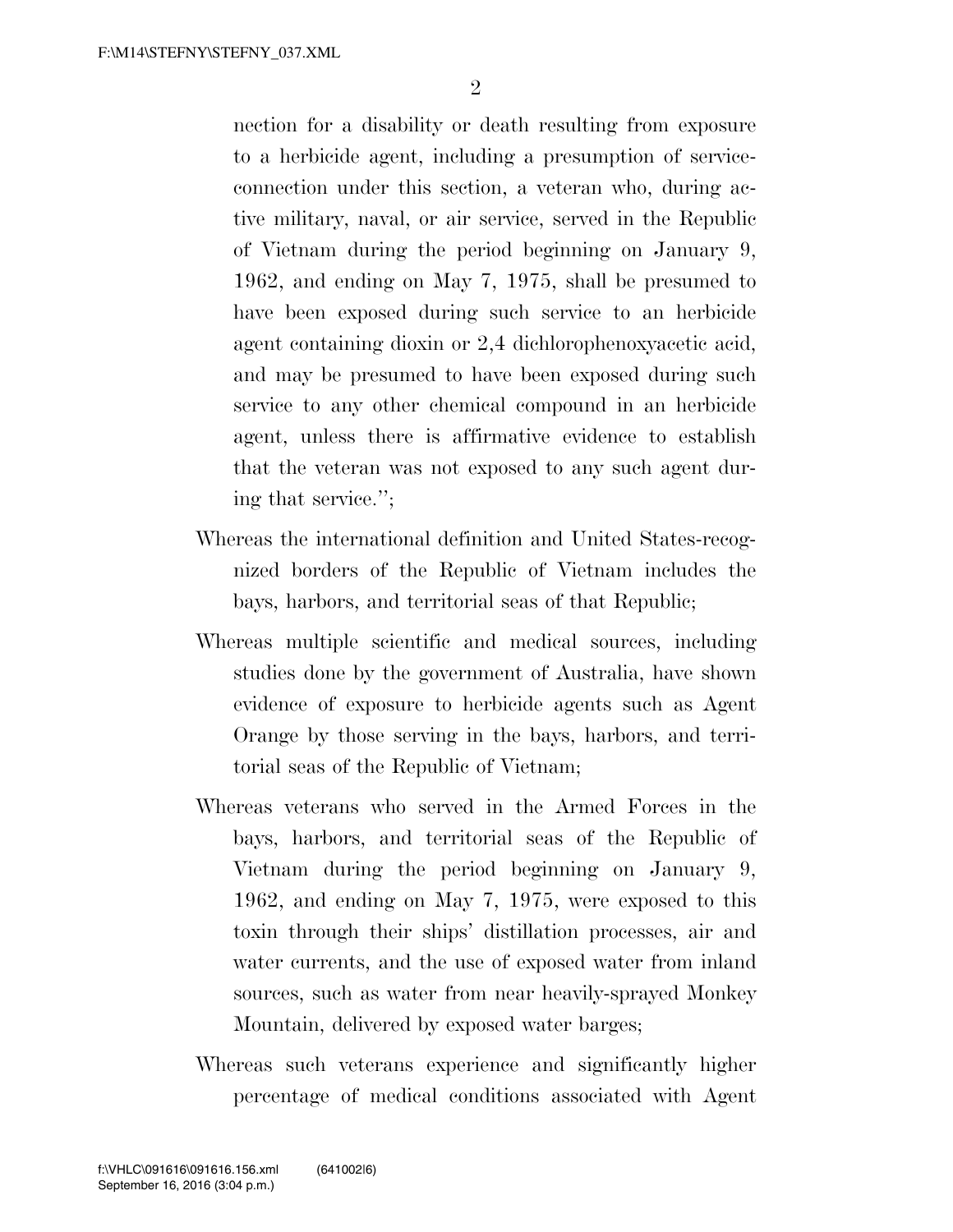nection for a disability or death resulting from exposure to a herbicide agent, including a presumption of service-connection under this section, a veteran who, during active military, naval, or air service, served in the Republic of Vietnam during the period beginning on January 9, 1962, and ending on May 7, 1975, shall be presumed to have been exposed during such service to an herbicide agent containing dioxin or 2,4 dichlorophenoxyacetic acid, and may be presumed to have been exposed during such service to any other chemical compound in an herbicide agent, unless there is affirmative evidence to establish that the veteran was not exposed to any such agent during that service.'';

Whereas the international definition and United States-recognized borders of the Republic of Vietnam includes the bays, harbors, and territorial seas of that Republic;

Whereas multiple scientific and medical sources, including studies done by the government of Australia, have shown evidence of exposure to herbicide agents such as Agent Orange by those serving in the bays, harbors, and territorial seas of the Republic of Vietnam;

Whereas veterans who served in the Armed Forces in the bays, harbors, and territorial seas of the Republic of Vietnam during the period beginning on January 9, 1962, and ending on May 7, 1975, were exposed to this toxin through their ships' distillation processes, air and water currents, and the use of exposed water from inland sources, such as water from near heavily-sprayed Monkey Mountain, delivered by exposed water barges;

Whereas such veterans experience and significantly higher percentage of medical conditions associated with Agent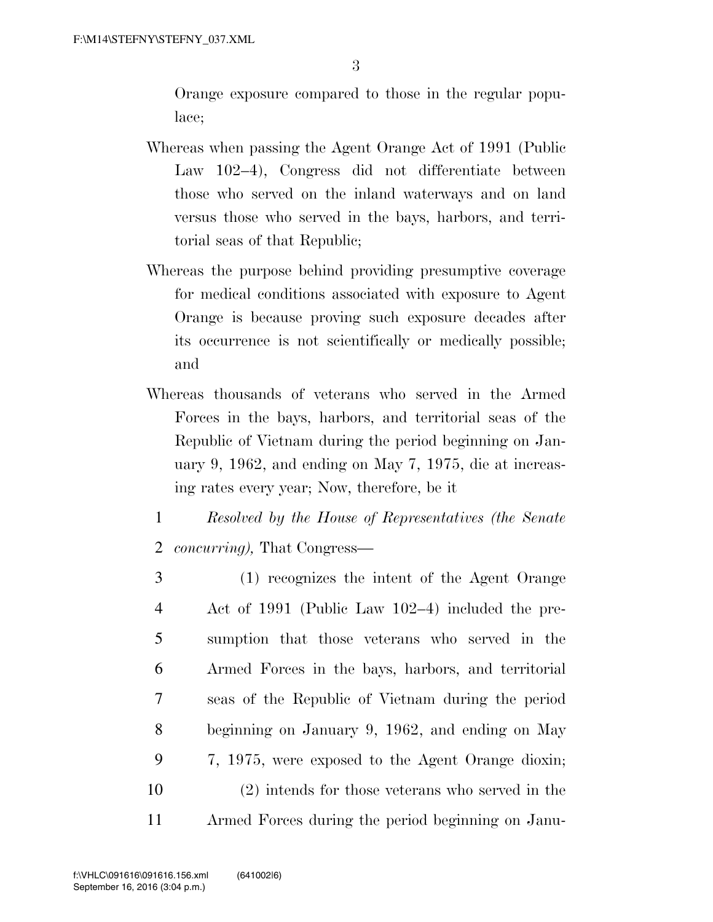Orange exposure compared to those in the regular populace;

Whereas when passing the Agent Orange Act of 1991 (Public Law 102–4), Congress did not differentiate between those who served on the inland waterways and on land versus those who served in the bays, harbors, and territorial seas of that Republic;

Whereas the purpose behind providing presumptive coverage for medical conditions associated with exposure to Agent Orange is because proving such exposure decades after its occurrence is not scientifically or medically possible; and

Whereas thousands of veterans who served in the Armed Forces in the bays, harbors, and territorial seas of the Republic of Vietnam during the period beginning on January 9, 1962, and ending on May 7, 1975, die at increasing rates every year; Now, therefore, be it

1 *Resolved by the House of Representatives (the Senate*
2 *concurring),* That Congress—

3 (1) recognizes the intent of the Agent Orange
4 Act of 1991 (Public Law 102–4) included the pre-
5 sumption that those veterans who served in the
6 Armed Forces in the bays, harbors, and territorial
7 seas of the Republic of Vietnam during the period
8 beginning on January 9, 1962, and ending on May
9 7, 1975, were exposed to the Agent Orange dioxin;
10 (2) intends for those veterans who served in the
11 Armed Forces during the period beginning on Janu-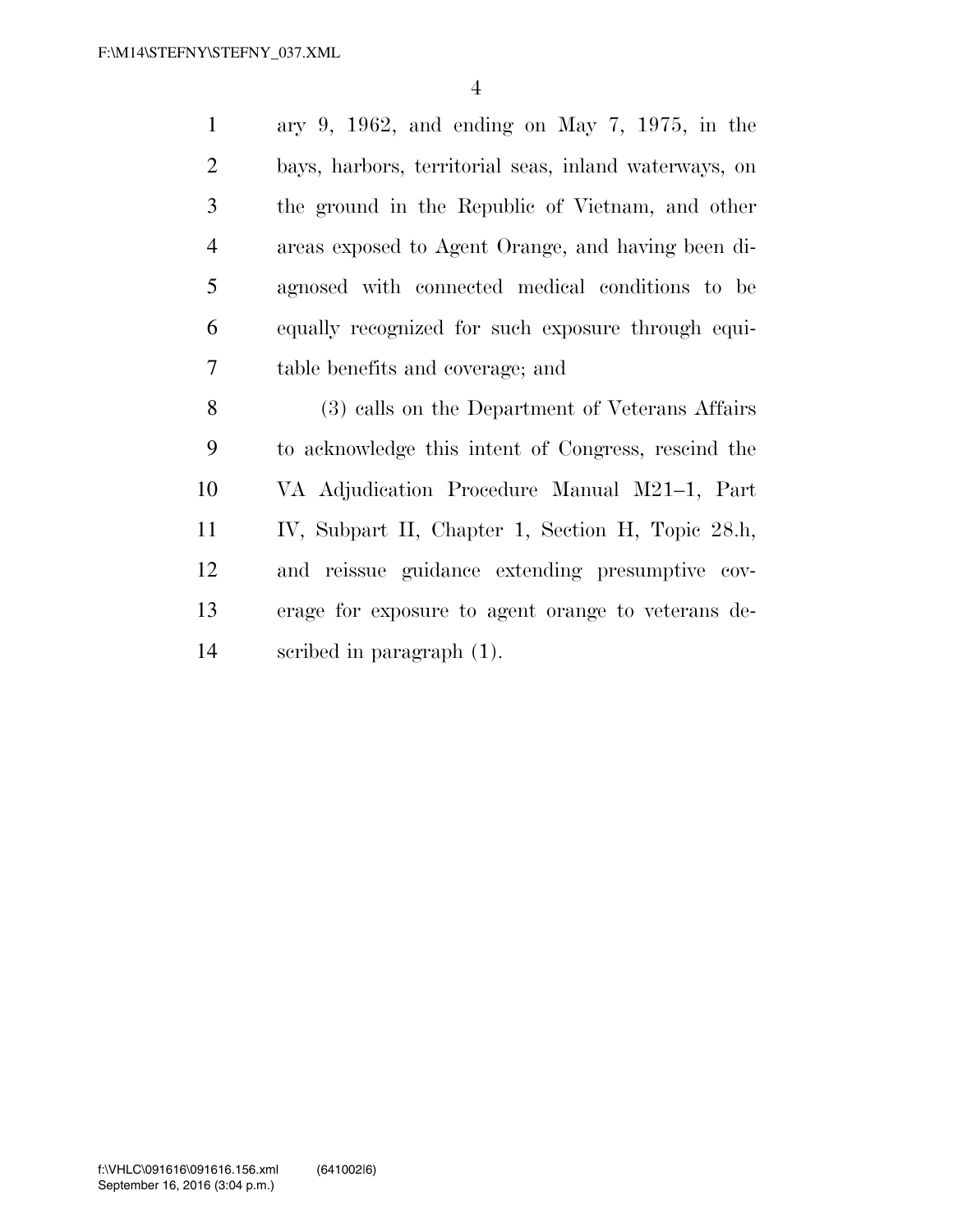ary 9, 1962, and ending on May 7, 1975, in the bays, harbors, territorial seas, inland waterways, on the ground in the Republic of Vietnam, and other areas exposed to Agent Orange, and having been diagnosed with connected medical conditions to be equally recognized for such exposure through equitable benefits and coverage; and

(3) calls on the Department of Veterans Affairs to acknowledge this intent of Congress, rescind the VA Adjudication Procedure Manual M21–1, Part IV, Subpart II, Chapter 1, Section H, Topic 28.h, and reissue guidance extending presumptive coverage for exposure to agent orange to veterans described in paragraph (1).